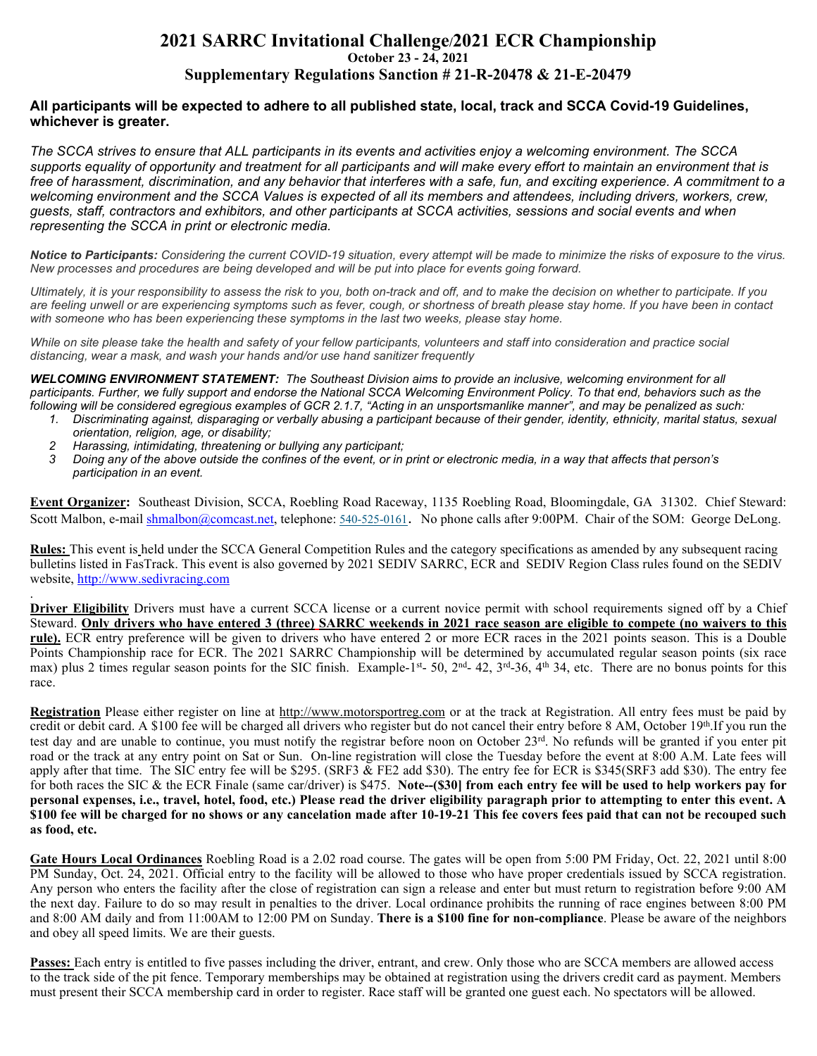# 2021 SARRC Invitational Challenge/2021 ECR Championship

## October 23 - 24, 2021

## Supplementary Regulations Sanction # 21-R-20478 & 21-E-20479

**All participants will be expected to adhere to all published state, local, track and SCCA Covid-19 Guidelines, whichever is greater.**

*The SCCA strives to ensure that ALL participants in its events and activities enjoy a welcoming environment. The SCCA supports equality of opportunity and treatment for all participants and will make every effort to maintain an environment that is free of harassment, discrimination, and any behavior that interferes with a safe, fun, and exciting experience. A commitment to a welcoming environment and the SCCA Values is expected of all its members and attendees, including drivers, workers, crew, guests, staff, contractors and exhibitors, and other participants at SCCA activities, sessions and social events and when representing the SCCA in print or electronic media.*

***Notice to Participants:*** *Considering the current COVID-19 situation, every attempt will be made to minimize the risks of exposure to the virus. New processes and procedures are being developed and will be put into place for events going forward.*

*Ultimately, it is your responsibility to assess the risk to you, both on-track and off, and to make the decision on whether to participate. If you are feeling unwell or are experiencing symptoms such as fever, cough, or shortness of breath please stay home. If you have been in contact with someone who has been experiencing these symptoms in the last two weeks, please stay home.*

*While on site please take the health and safety of your fellow participants, volunteers and staff into consideration and practice social distancing, wear a mask, and wash your hands and/or use hand sanitizer frequently*

***WELCOMING ENVIRONMENT STATEMENT:*** *The Southeast Division aims to provide an inclusive, welcoming environment for all participants. Further, we fully support and endorse the National SCCA Welcoming Environment Policy. To that end, behaviors such as the following will be considered egregious examples of GCR 2.1.7, "Acting in an unsportsmanlike manner", and may be penalized as such:*

1. *Discriminating against, disparaging or verbally abusing a participant because of their gender, identity, ethnicity, marital status, sexual orientation, religion, age, or disability;*
2. *Harassing, intimidating, threatening or bullying any participant;*
3. *Doing any of the above outside the confines of the event, or in print or electronic media, in a way that affects that person's participation in an event.*

**Event Organizer:** Southeast Division, SCCA, Roebling Road Raceway, 1135 Roebling Road, Bloomingdale, GA 31302. Chief Steward: Scott Malbon, e-mail shmalbon@comcast.net, telephone: 540-525-0161. No phone calls after 9:00PM. Chair of the SOM: George DeLong.

**Rules:** This event is held under the SCCA General Competition Rules and the category specifications as amended by any subsequent racing bulletins listed in FasTrack. This event is also governed by 2021 SEDIV SARRC, ECR and SEDIV Region Class rules found on the SEDIV website, http://www.sedivracing.com

**Driver Eligibility** Drivers must have a current SCCA license or a current novice permit with school requirements signed off by a Chief Steward. **Only drivers who have entered 3 (three) SARRC weekends in 2021 race season are eligible to compete (no waivers to this rule).** ECR entry preference will be given to drivers who have entered 2 or more ECR races in the 2021 points season. This is a Double Points Championship race for ECR. The 2021 SARRC Championship will be determined by accumulated regular season points (six race max) plus 2 times regular season points for the SIC finish. Example-1st- 50, 2nd- 42, 3rd-36, 4th 34, etc. There are no bonus points for this race.

**Registration** Please either register on line at http://www.motorsportreg.com or at the track at Registration. All entry fees must be paid by credit or debit card. A $100 fee will be charged all drivers who register but do not cancel their entry before 8 AM, October 19th.If you run the test day and are unable to continue, you must notify the registrar before noon on October 23rd. No refunds will be granted if you enter pit road or the track at any entry point on Sat or Sun. On-line registration will close the Tuesday before the event at 8:00 A.M. Late fees will apply after that time. The SIC entry fee will be $295. (SRF3 & FE2 add $30). The entry fee for ECR is $345(SRF3 add $30). The entry fee for both races the SIC & the ECR Finale (same car/driver) is $475. **Note--($30] from each entry fee will be used to help workers pay for personal expenses, i.e., travel, hotel, food, etc.) Please read the driver eligibility paragraph prior to attempting to enter this event. A $100 fee will be charged for no shows or any cancelation made after 10-19-21 This fee covers fees paid that can not be recouped such as food, etc.**

**Gate Hours Local Ordinances** Roebling Road is a 2.02 road course. The gates will be open from 5:00 PM Friday, Oct. 22, 2021 until 8:00 PM Sunday, Oct. 24, 2021. Official entry to the facility will be allowed to those who have proper credentials issued by SCCA registration. Any person who enters the facility after the close of registration can sign a release and enter but must return to registration before 9:00 AM the next day. Failure to do so may result in penalties to the driver. Local ordinance prohibits the running of race engines between 8:00 PM and 8:00 AM daily and from 11:00AM to 12:00 PM on Sunday. **There is a $100 fine for non-compliance**. Please be aware of the neighbors and obey all speed limits. We are their guests.

**Passes:** Each entry is entitled to five passes including the driver, entrant, and crew. Only those who are SCCA members are allowed access to the track side of the pit fence. Temporary memberships may be obtained at registration using the drivers credit card as payment. Members must present their SCCA membership card in order to register. Race staff will be granted one guest each. No spectators will be allowed.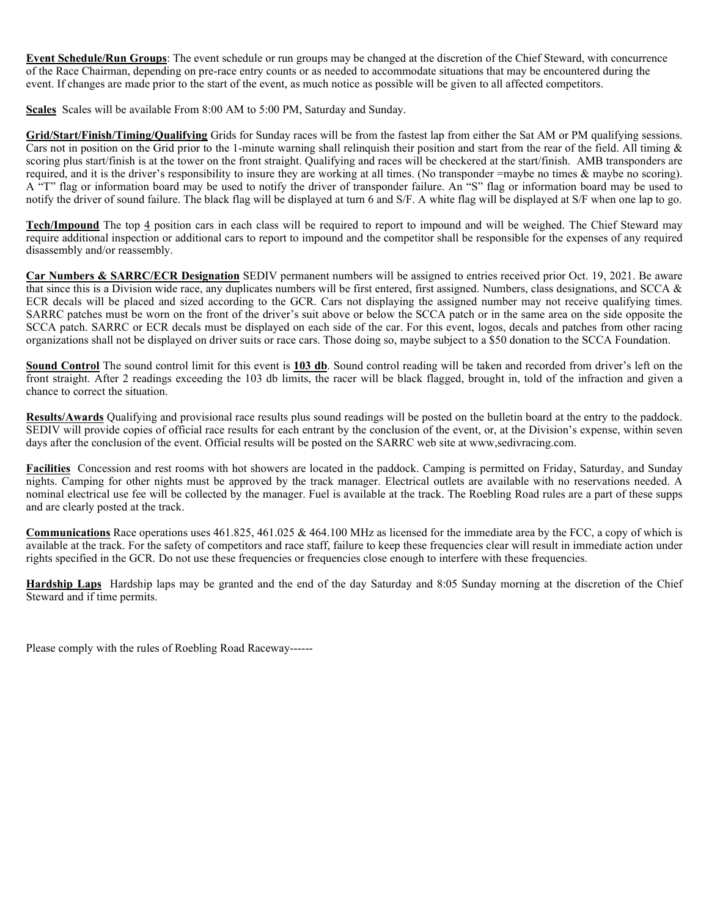**Event Schedule/Run Groups**: The event schedule or run groups may be changed at the discretion of the Chief Steward, with concurrence of the Race Chairman, depending on pre-race entry counts or as needed to accommodate situations that may be encountered during the event. If changes are made prior to the start of the event, as much notice as possible will be given to all affected competitors.

**Scales** Scales will be available From 8:00 AM to 5:00 PM, Saturday and Sunday.

**Grid/Start/Finish/Timing/Qualifying** Grids for Sunday races will be from the fastest lap from either the Sat AM or PM qualifying sessions. Cars not in position on the Grid prior to the 1-minute warning shall relinquish their position and start from the rear of the field. All timing & scoring plus start/finish is at the tower on the front straight. Qualifying and races will be checkered at the start/finish. AMB transponders are required, and it is the driver's responsibility to insure they are working at all times. (No transponder =maybe no times & maybe no scoring). A "T" flag or information board may be used to notify the driver of transponder failure. An "S" flag or information board may be used to notify the driver of sound failure. The black flag will be displayed at turn 6 and S/F. A white flag will be displayed at S/F when one lap to go.

**Tech/Impound** The top 4 position cars in each class will be required to report to impound and will be weighed. The Chief Steward may require additional inspection or additional cars to report to impound and the competitor shall be responsible for the expenses of any required disassembly and/or reassembly.

**Car Numbers & SARRC/ECR Designation** SEDIV permanent numbers will be assigned to entries received prior Oct. 19, 2021. Be aware that since this is a Division wide race, any duplicates numbers will be first entered, first assigned. Numbers, class designations, and SCCA & ECR decals will be placed and sized according to the GCR. Cars not displaying the assigned number may not receive qualifying times. SARRC patches must be worn on the front of the driver's suit above or below the SCCA patch or in the same area on the side opposite the SCCA patch. SARRC or ECR decals must be displayed on each side of the car. For this event, logos, decals and patches from other racing organizations shall not be displayed on driver suits or race cars. Those doing so, maybe subject to a $50 donation to the SCCA Foundation.

**Sound Control** The sound control limit for this event is **103 db**. Sound control reading will be taken and recorded from driver's left on the front straight. After 2 readings exceeding the 103 db limits, the racer will be black flagged, brought in, told of the infraction and given a chance to correct the situation.

**Results/Awards** Qualifying and provisional race results plus sound readings will be posted on the bulletin board at the entry to the paddock. SEDIV will provide copies of official race results for each entrant by the conclusion of the event, or, at the Division's expense, within seven days after the conclusion of the event. Official results will be posted on the SARRC web site at www,sedivracing.com.

**Facilities** Concession and rest rooms with hot showers are located in the paddock. Camping is permitted on Friday, Saturday, and Sunday nights. Camping for other nights must be approved by the track manager. Electrical outlets are available with no reservations needed. A nominal electrical use fee will be collected by the manager. Fuel is available at the track. The Roebling Road rules are a part of these supps and are clearly posted at the track.

**Communications** Race operations uses 461.825, 461.025 & 464.100 MHz as licensed for the immediate area by the FCC, a copy of which is available at the track. For the safety of competitors and race staff, failure to keep these frequencies clear will result in immediate action under rights specified in the GCR. Do not use these frequencies or frequencies close enough to interfere with these frequencies.

**Hardship Laps** Hardship laps may be granted and the end of the day Saturday and 8:05 Sunday morning at the discretion of the Chief Steward and if time permits.

Please comply with the rules of Roebling Road Raceway------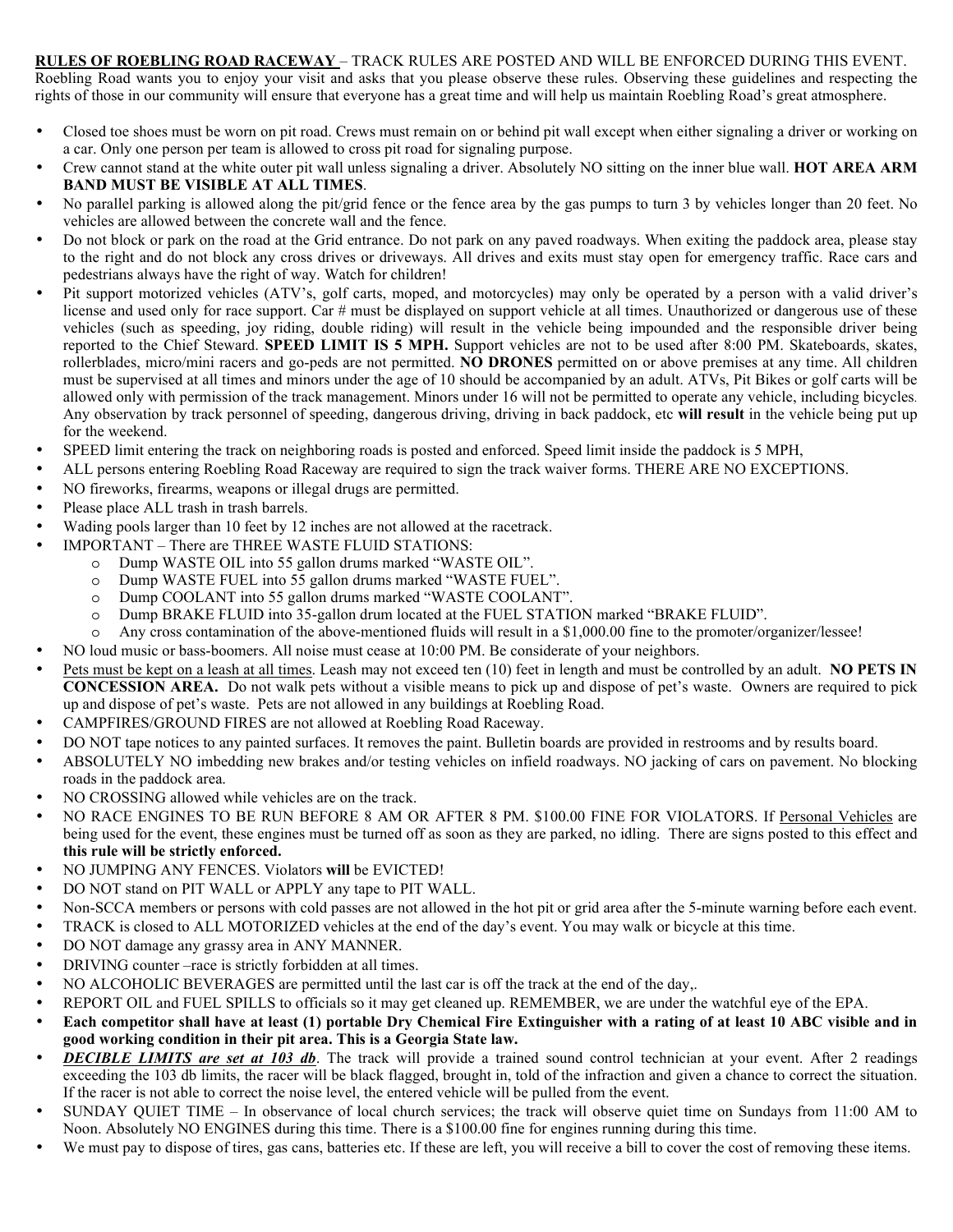**RULES OF ROEBLING ROAD RACEWAY** – TRACK RULES ARE POSTED AND WILL BE ENFORCED DURING THIS EVENT. Roebling Road wants you to enjoy your visit and asks that you please observe these rules. Observing these guidelines and respecting the rights of those in our community will ensure that everyone has a great time and will help us maintain Roebling Road's great atmosphere.

- Closed toe shoes must be worn on pit road. Crews must remain on or behind pit wall except when either signaling a driver or working on a car. Only one person per team is allowed to cross pit road for signaling purpose.
- Crew cannot stand at the white outer pit wall unless signaling a driver. Absolutely NO sitting on the inner blue wall. **HOT AREA ARM BAND MUST BE VISIBLE AT ALL TIMES**.
- No parallel parking is allowed along the pit/grid fence or the fence area by the gas pumps to turn 3 by vehicles longer than 20 feet. No vehicles are allowed between the concrete wall and the fence.
- Do not block or park on the road at the Grid entrance. Do not park on any paved roadways. When exiting the paddock area, please stay to the right and do not block any cross drives or driveways. All drives and exits must stay open for emergency traffic. Race cars and pedestrians always have the right of way. Watch for children!
- Pit support motorized vehicles (ATV's, golf carts, moped, and motorcycles) may only be operated by a person with a valid driver's license and used only for race support. Car # must be displayed on support vehicle at all times. Unauthorized or dangerous use of these vehicles (such as speeding, joy riding, double riding) will result in the vehicle being impounded and the responsible driver being reported to the Chief Steward. **SPEED LIMIT IS 5 MPH.** Support vehicles are not to be used after 8:00 PM. Skateboards, skates, rollerblades, micro/mini racers and go-peds are not permitted. **NO DRONES** permitted on or above premises at any time. All children must be supervised at all times and minors under the age of 10 should be accompanied by an adult. ATVs, Pit Bikes or golf carts will be allowed only with permission of the track management. Minors under 16 will not be permitted to operate any vehicle, including bicycles. Any observation by track personnel of speeding, dangerous driving, driving in back paddock, etc **will result** in the vehicle being put up for the weekend.
- SPEED limit entering the track on neighboring roads is posted and enforced. Speed limit inside the paddock is 5 MPH,
- ALL persons entering Roebling Road Raceway are required to sign the track waiver forms. THERE ARE NO EXCEPTIONS.
- NO fireworks, firearms, weapons or illegal drugs are permitted.
- Please place ALL trash in trash barrels.
- Wading pools larger than 10 feet by 12 inches are not allowed at the racetrack.
- IMPORTANT – There are THREE WASTE FLUID STATIONS:
  - Dump WASTE OIL into 55 gallon drums marked "WASTE OIL".
  - Dump WASTE FUEL into 55 gallon drums marked "WASTE FUEL".
  - Dump COOLANT into 55 gallon drums marked "WASTE COOLANT".
  - Dump BRAKE FLUID into 35-gallon drum located at the FUEL STATION marked "BRAKE FLUID".
  - Any cross contamination of the above-mentioned fluids will result in a $1,000.00 fine to the promoter/organizer/lessee!
- NO loud music or bass-boomers. All noise must cease at 10:00 PM. Be considerate of your neighbors.
- Pets must be kept on a leash at all times. Leash may not exceed ten (10) feet in length and must be controlled by an adult. **NO PETS IN CONCESSION AREA.** Do not walk pets without a visible means to pick up and dispose of pet's waste. Owners are required to pick up and dispose of pet's waste. Pets are not allowed in any buildings at Roebling Road.
- CAMPFIRES/GROUND FIRES are not allowed at Roebling Road Raceway.
- DO NOT tape notices to any painted surfaces. It removes the paint. Bulletin boards are provided in restrooms and by results board.
- ABSOLUTELY NO imbedding new brakes and/or testing vehicles on infield roadways. NO jacking of cars on pavement. No blocking roads in the paddock area.
- NO CROSSING allowed while vehicles are on the track.
- NO RACE ENGINES TO BE RUN BEFORE 8 AM OR AFTER 8 PM. $100.00 FINE FOR VIOLATORS. If Personal Vehicles are being used for the event, these engines must be turned off as soon as they are parked, no idling. There are signs posted to this effect and **this rule will be strictly enforced.**
- NO JUMPING ANY FENCES. Violators **will** be EVICTED!
- DO NOT stand on PIT WALL or APPLY any tape to PIT WALL.
- Non-SCCA members or persons with cold passes are not allowed in the hot pit or grid area after the 5-minute warning before each event.
- TRACK is closed to ALL MOTORIZED vehicles at the end of the day's event. You may walk or bicycle at this time.
- DO NOT damage any grassy area in ANY MANNER.
- DRIVING counter –race is strictly forbidden at all times.
- NO ALCOHOLIC BEVERAGES are permitted until the last car is off the track at the end of the day,.
- REPORT OIL and FUEL SPILLS to officials so it may get cleaned up. REMEMBER, we are under the watchful eye of the EPA.
- **Each competitor shall have at least (1) portable Dry Chemical Fire Extinguisher with a rating of at least 10 ABC visible and in good working condition in their pit area. This is a Georgia State law.**
- ***DECIBLE LIMITS are set at 103 db***. The track will provide a trained sound control technician at your event. After 2 readings exceeding the 103 db limits, the racer will be black flagged, brought in, told of the infraction and given a chance to correct the situation. If the racer is not able to correct the noise level, the entered vehicle will be pulled from the event.
- SUNDAY QUIET TIME – In observance of local church services; the track will observe quiet time on Sundays from 11:00 AM to Noon. Absolutely NO ENGINES during this time. There is a $100.00 fine for engines running during this time.
- We must pay to dispose of tires, gas cans, batteries etc. If these are left, you will receive a bill to cover the cost of removing these items.